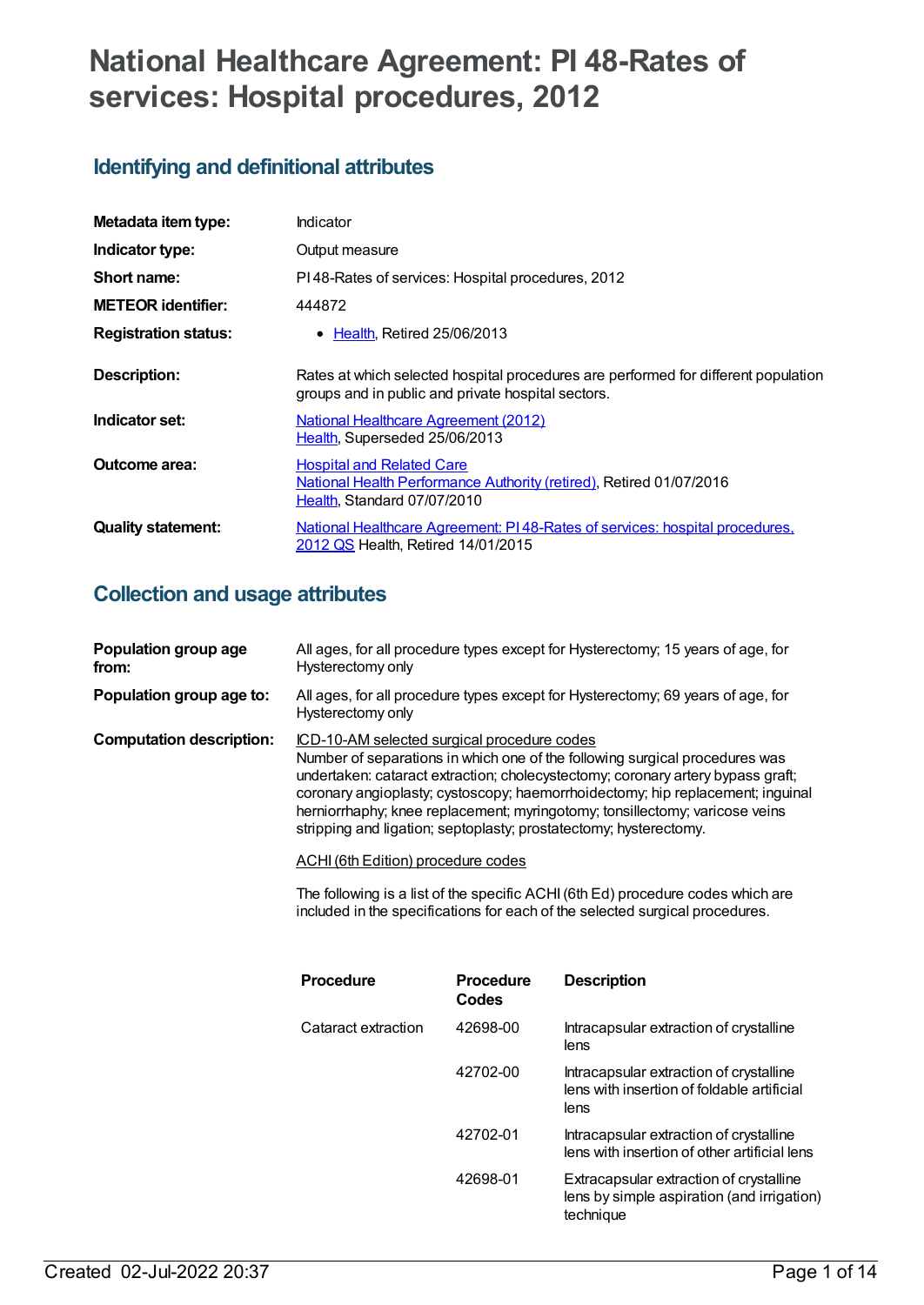# National Healthcare Agreement: PI 48-Rates of services: Hospital procedures, 2012

## Identifying and definitional attributes

| | |
|---|---|
| **Metadata item type:** | Indicator |
| **Indicator type:** | Output measure |
| **Short name:** | PI 48-Rates of services: Hospital procedures, 2012 |
| **METEOR identifier:** | 444872 |
| **Registration status:** | • Health, Retired 25/06/2013 |
| **Description:** | Rates at which selected hospital procedures are performed for different population groups and in public and private hospital sectors. |
| **Indicator set:** | National Healthcare Agreement (2012)<br>Health, Superseded 25/06/2013 |
| **Outcome area:** | Hospital and Related Care<br>National Health Performance Authority (retired), Retired 01/07/2016<br>Health, Standard 07/07/2010 |
| **Quality statement:** | National Healthcare Agreement: PI 48-Rates of services: hospital procedures, 2012 QS Health, Retired 14/01/2015 |

## Collection and usage attributes

**Population group age from:** All ages, for all procedure types except for Hysterectomy; 15 years of age, for Hysterectomy only

**Population group age to:** All ages, for all procedure types except for Hysterectomy; 69 years of age, for Hysterectomy only

**Computation description:** ICD-10-AM selected surgical procedure codes

Number of separations in which one of the following surgical procedures was undertaken: cataract extraction; cholecystectomy; coronary artery bypass graft; coronary angioplasty; cystoscopy; haemorrhoidectomy; hip replacement; inguinal herniorrhaphy; knee replacement; myringotomy; tonsillectomy; varicose veins stripping and ligation; septoplasty; prostatectomy; hysterectomy.

ACHI (6th Edition) procedure codes

The following is a list of the specific ACHI (6th Ed) procedure codes which are included in the specifications for each of the selected surgical procedures.

| Procedure | Procedure Codes | Description |
|---|---|---|
| Cataract extraction | 42698-00 | Intracapsular extraction of crystalline lens |
| | 42702-00 | Intracapsular extraction of crystalline lens with insertion of foldable artificial lens |
| | 42702-01 | Intracapsular extraction of crystalline lens with insertion of other artificial lens |
| | 42698-01 | Extracapsular extraction of crystalline lens by simple aspiration (and irrigation) technique |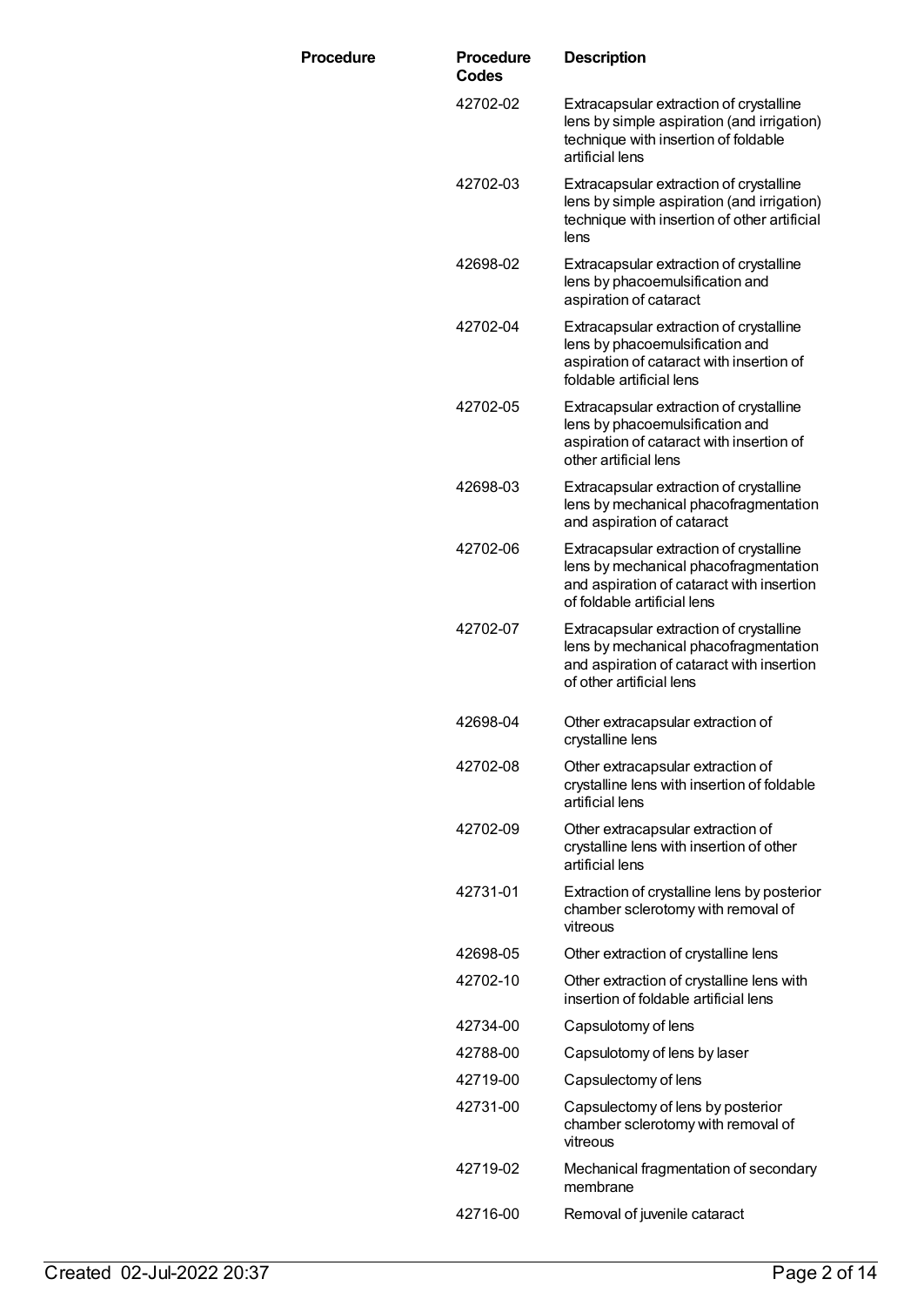| Procedure | Procedure Codes | Description |
| --- | --- | --- |
| | 42702-02 | Extracapsular extraction of crystalline lens by simple aspiration (and irrigation) technique with insertion of foldable artificial lens |
| | 42702-03 | Extracapsular extraction of crystalline lens by simple aspiration (and irrigation) technique with insertion of other artificial lens |
| | 42698-02 | Extracapsular extraction of crystalline lens by phacoemulsification and aspiration of cataract |
| | 42702-04 | Extracapsular extraction of crystalline lens by phacoemulsification and aspiration of cataract with insertion of foldable artificial lens |
| | 42702-05 | Extracapsular extraction of crystalline lens by phacoemulsification and aspiration of cataract with insertion of other artificial lens |
| | 42698-03 | Extracapsular extraction of crystalline lens by mechanical phacofragmentation and aspiration of cataract |
| | 42702-06 | Extracapsular extraction of crystalline lens by mechanical phacofragmentation and aspiration of cataract with insertion of foldable artificial lens |
| | 42702-07 | Extracapsular extraction of crystalline lens by mechanical phacofragmentation and aspiration of cataract with insertion of other artificial lens |
| | 42698-04 | Other extracapsular extraction of crystalline lens |
| | 42702-08 | Other extracapsular extraction of crystalline lens with insertion of foldable artificial lens |
| | 42702-09 | Other extracapsular extraction of crystalline lens with insertion of other artificial lens |
| | 42731-01 | Extraction of crystalline lens by posterior chamber sclerotomy with removal of vitreous |
| | 42698-05 | Other extraction of crystalline lens |
| | 42702-10 | Other extraction of crystalline lens with insertion of foldable artificial lens |
| | 42734-00 | Capsulotomy of lens |
| | 42788-00 | Capsulotomy of lens by laser |
| | 42719-00 | Capsulectomy of lens |
| | 42731-00 | Capsulectomy of lens by posterior chamber sclerotomy with removal of vitreous |
| | 42719-02 | Mechanical fragmentation of secondary membrane |
| | 42716-00 | Removal of juvenile cataract |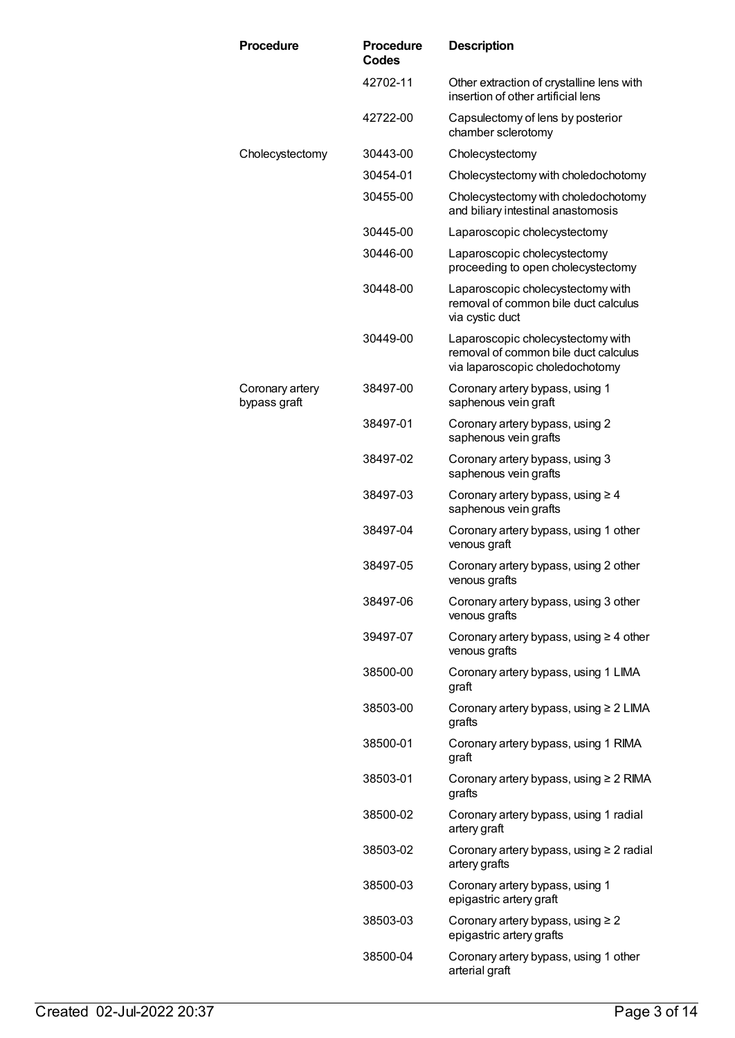| Procedure | Procedure Codes | Description |
|---|---|---|
| | 42702-11 | Other extraction of crystalline lens with insertion of other artificial lens |
| | 42722-00 | Capsulectomy of lens by posterior chamber sclerotomy |
| Cholecystectomy | 30443-00 | Cholecystectomy |
| | 30454-01 | Cholecystectomy with choledochotomy |
| | 30455-00 | Cholecystectomy with choledochotomy and biliary intestinal anastomosis |
| | 30445-00 | Laparoscopic cholecystectomy |
| | 30446-00 | Laparoscopic cholecystectomy proceeding to open cholecystectomy |
| | 30448-00 | Laparoscopic cholecystectomy with removal of common bile duct calculus via cystic duct |
| | 30449-00 | Laparoscopic cholecystectomy with removal of common bile duct calculus via laparoscopic choledochotomy |
| Coronary artery bypass graft | 38497-00 | Coronary artery bypass, using 1 saphenous vein graft |
| | 38497-01 | Coronary artery bypass, using 2 saphenous vein grafts |
| | 38497-02 | Coronary artery bypass, using 3 saphenous vein grafts |
| | 38497-03 | Coronary artery bypass, using ≥ 4 saphenous vein grafts |
| | 38497-04 | Coronary artery bypass, using 1 other venous graft |
| | 38497-05 | Coronary artery bypass, using 2 other venous grafts |
| | 38497-06 | Coronary artery bypass, using 3 other venous grafts |
| | 39497-07 | Coronary artery bypass, using ≥ 4 other venous grafts |
| | 38500-00 | Coronary artery bypass, using 1 LIMA graft |
| | 38503-00 | Coronary artery bypass, using ≥ 2 LIMA grafts |
| | 38500-01 | Coronary artery bypass, using 1 RIMA graft |
| | 38503-01 | Coronary artery bypass, using ≥ 2 RIMA grafts |
| | 38500-02 | Coronary artery bypass, using 1 radial artery graft |
| | 38503-02 | Coronary artery bypass, using ≥ 2 radial artery grafts |
| | 38500-03 | Coronary artery bypass, using 1 epigastric artery graft |
| | 38503-03 | Coronary artery bypass, using ≥ 2 epigastric artery grafts |
| | 38500-04 | Coronary artery bypass, using 1 other arterial graft |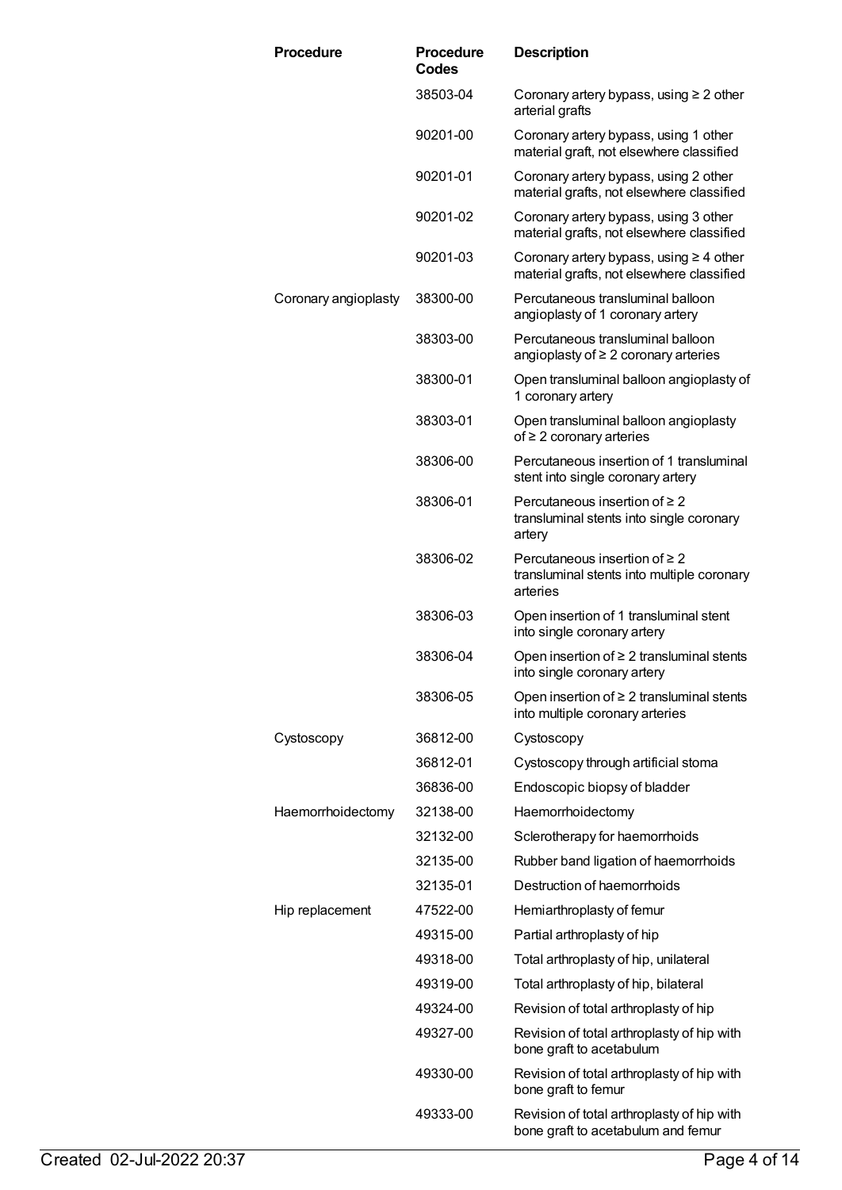| Procedure | Procedure Codes | Description |
| --- | --- | --- |
| | 38503-04 | Coronary artery bypass, using ≥ 2 other arterial grafts |
| | 90201-00 | Coronary artery bypass, using 1 other material graft, not elsewhere classified |
| | 90201-01 | Coronary artery bypass, using 2 other material grafts, not elsewhere classified |
| | 90201-02 | Coronary artery bypass, using 3 other material grafts, not elsewhere classified |
| | 90201-03 | Coronary artery bypass, using ≥ 4 other material grafts, not elsewhere classified |
| Coronary angioplasty | 38300-00 | Percutaneous transluminal balloon angioplasty of 1 coronary artery |
| | 38303-00 | Percutaneous transluminal balloon angioplasty of ≥ 2 coronary arteries |
| | 38300-01 | Open transluminal balloon angioplasty of 1 coronary artery |
| | 38303-01 | Open transluminal balloon angioplasty of ≥ 2 coronary arteries |
| | 38306-00 | Percutaneous insertion of 1 transluminal stent into single coronary artery |
| | 38306-01 | Percutaneous insertion of ≥ 2 transluminal stents into single coronary artery |
| | 38306-02 | Percutaneous insertion of ≥ 2 transluminal stents into multiple coronary arteries |
| | 38306-03 | Open insertion of 1 transluminal stent into single coronary artery |
| | 38306-04 | Open insertion of ≥ 2 transluminal stents into single coronary artery |
| | 38306-05 | Open insertion of ≥ 2 transluminal stents into multiple coronary arteries |
| Cystoscopy | 36812-00 | Cystoscopy |
| | 36812-01 | Cystoscopy through artificial stoma |
| | 36836-00 | Endoscopic biopsy of bladder |
| Haemorrhoidectomy | 32138-00 | Haemorrhoidectomy |
| | 32132-00 | Sclerotherapy for haemorrhoids |
| | 32135-00 | Rubber band ligation of haemorrhoids |
| | 32135-01 | Destruction of haemorrhoids |
| Hip replacement | 47522-00 | Hemiarthroplasty of femur |
| | 49315-00 | Partial arthroplasty of hip |
| | 49318-00 | Total arthroplasty of hip, unilateral |
| | 49319-00 | Total arthroplasty of hip, bilateral |
| | 49324-00 | Revision of total arthroplasty of hip |
| | 49327-00 | Revision of total arthroplasty of hip with bone graft to acetabulum |
| | 49330-00 | Revision of total arthroplasty of hip with bone graft to femur |
| | 49333-00 | Revision of total arthroplasty of hip with bone graft to acetabulum and femur |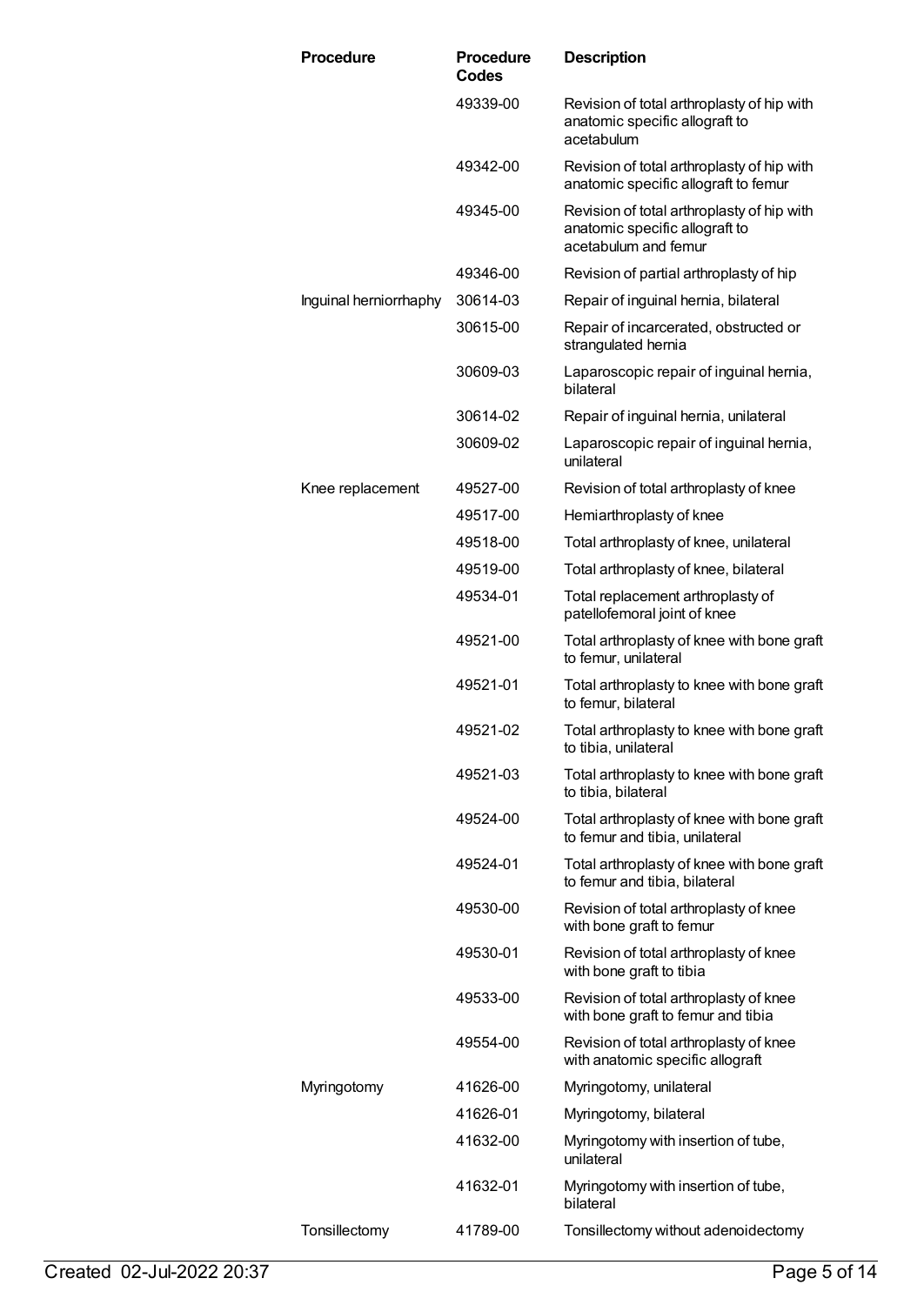| Procedure | Procedure Codes | Description |
| --- | --- | --- |
| | 49339-00 | Revision of total arthroplasty of hip with anatomic specific allograft to acetabulum |
| | 49342-00 | Revision of total arthroplasty of hip with anatomic specific allograft to femur |
| | 49345-00 | Revision of total arthroplasty of hip with anatomic specific allograft to acetabulum and femur |
| | 49346-00 | Revision of partial arthroplasty of hip |
| Inguinal herniorrhaphy | 30614-03 | Repair of inguinal hernia, bilateral |
| | 30615-00 | Repair of incarcerated, obstructed or strangulated hernia |
| | 30609-03 | Laparoscopic repair of inguinal hernia, bilateral |
| | 30614-02 | Repair of inguinal hernia, unilateral |
| | 30609-02 | Laparoscopic repair of inguinal hernia, unilateral |
| Knee replacement | 49527-00 | Revision of total arthroplasty of knee |
| | 49517-00 | Hemiarthroplasty of knee |
| | 49518-00 | Total arthroplasty of knee, unilateral |
| | 49519-00 | Total arthroplasty of knee, bilateral |
| | 49534-01 | Total replacement arthroplasty of patellofemoral joint of knee |
| | 49521-00 | Total arthroplasty of knee with bone graft to femur, unilateral |
| | 49521-01 | Total arthroplasty to knee with bone graft to femur, bilateral |
| | 49521-02 | Total arthroplasty to knee with bone graft to tibia, unilateral |
| | 49521-03 | Total arthroplasty to knee with bone graft to tibia, bilateral |
| | 49524-00 | Total arthroplasty of knee with bone graft to femur and tibia, unilateral |
| | 49524-01 | Total arthroplasty of knee with bone graft to femur and tibia, bilateral |
| | 49530-00 | Revision of total arthroplasty of knee with bone graft to femur |
| | 49530-01 | Revision of total arthroplasty of knee with bone graft to tibia |
| | 49533-00 | Revision of total arthroplasty of knee with bone graft to femur and tibia |
| | 49554-00 | Revision of total arthroplasty of knee with anatomic specific allograft |
| Myringotomy | 41626-00 | Myringotomy, unilateral |
| | 41626-01 | Myringotomy, bilateral |
| | 41632-00 | Myringotomy with insertion of tube, unilateral |
| | 41632-01 | Myringotomy with insertion of tube, bilateral |
| Tonsillectomy | 41789-00 | Tonsillectomy without adenoidectomy |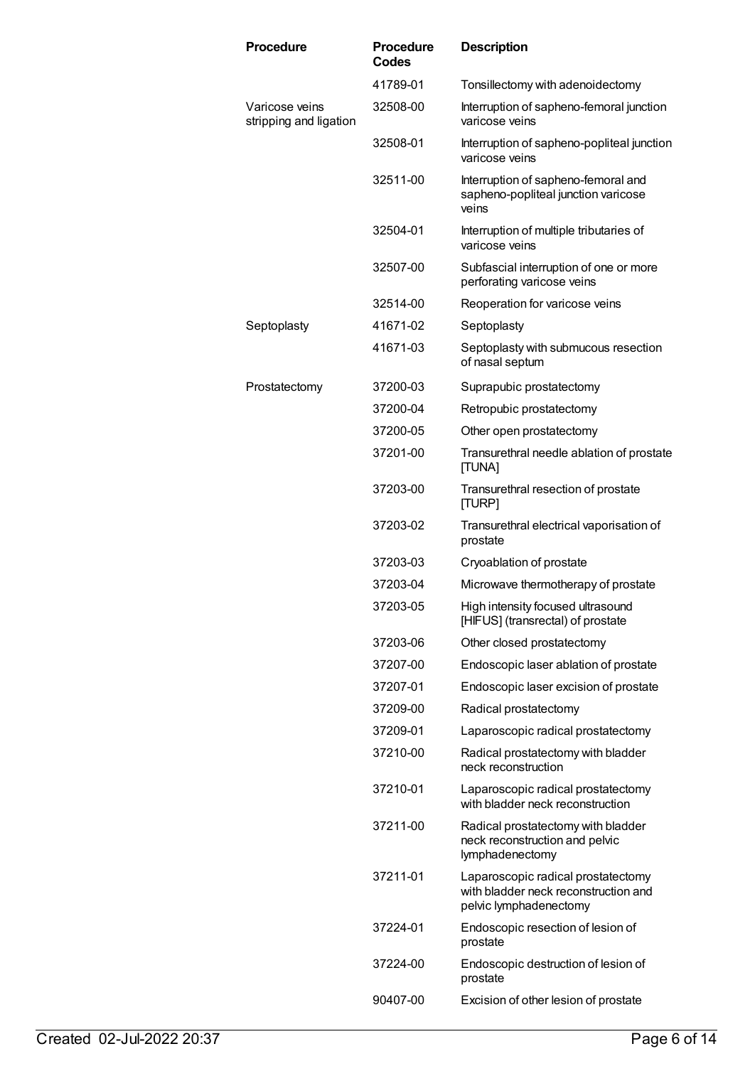| Procedure | Procedure Codes | Description |
| --- | --- | --- |
| | 41789-01 | Tonsillectomy with adenoidectomy |
| Varicose veins stripping and ligation | 32508-00 | Interruption of sapheno-femoral junction varicose veins |
| | 32508-01 | Interruption of sapheno-popliteal junction varicose veins |
| | 32511-00 | Interruption of sapheno-femoral and sapheno-popliteal junction varicose veins |
| | 32504-01 | Interruption of multiple tributaries of varicose veins |
| | 32507-00 | Subfascial interruption of one or more perforating varicose veins |
| | 32514-00 | Reoperation for varicose veins |
| Septoplasty | 41671-02 | Septoplasty |
| | 41671-03 | Septoplasty with submucous resection of nasal septum |
| Prostatectomy | 37200-03 | Suprapubic prostatectomy |
| | 37200-04 | Retropubic prostatectomy |
| | 37200-05 | Other open prostatectomy |
| | 37201-00 | Transurethral needle ablation of prostate [TUNA] |
| | 37203-00 | Transurethral resection of prostate [TURP] |
| | 37203-02 | Transurethral electrical vaporisation of prostate |
| | 37203-03 | Cryoablation of prostate |
| | 37203-04 | Microwave thermotherapy of prostate |
| | 37203-05 | High intensity focused ultrasound [HIFUS] (transrectal) of prostate |
| | 37203-06 | Other closed prostatectomy |
| | 37207-00 | Endoscopic laser ablation of prostate |
| | 37207-01 | Endoscopic laser excision of prostate |
| | 37209-00 | Radical prostatectomy |
| | 37209-01 | Laparoscopic radical prostatectomy |
| | 37210-00 | Radical prostatectomy with bladder neck reconstruction |
| | 37210-01 | Laparoscopic radical prostatectomy with bladder neck reconstruction |
| | 37211-00 | Radical prostatectomy with bladder neck reconstruction and pelvic lymphadenectomy |
| | 37211-01 | Laparoscopic radical prostatectomy with bladder neck reconstruction and pelvic lymphadenectomy |
| | 37224-01 | Endoscopic resection of lesion of prostate |
| | 37224-00 | Endoscopic destruction of lesion of prostate |
| | 90407-00 | Excision of other lesion of prostate |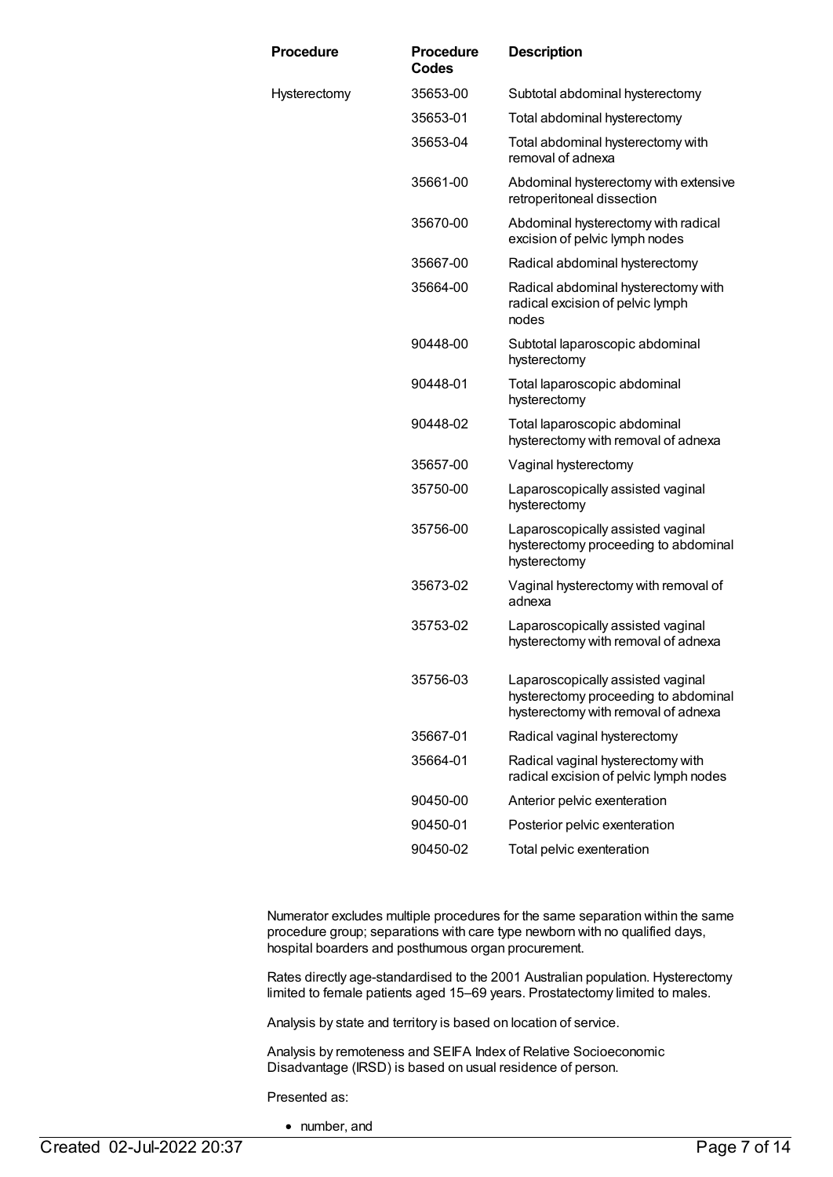| Procedure | Procedure Codes | Description |
|---|---|---|
| Hysterectomy | 35653-00 | Subtotal abdominal hysterectomy |
| | 35653-01 | Total abdominal hysterectomy |
| | 35653-04 | Total abdominal hysterectomy with removal of adnexa |
| | 35661-00 | Abdominal hysterectomy with extensive retroperitoneal dissection |
| | 35670-00 | Abdominal hysterectomy with radical excision of pelvic lymph nodes |
| | 35667-00 | Radical abdominal hysterectomy |
| | 35664-00 | Radical abdominal hysterectomy with radical excision of pelvic lymph nodes |
| | 90448-00 | Subtotal laparoscopic abdominal hysterectomy |
| | 90448-01 | Total laparoscopic abdominal hysterectomy |
| | 90448-02 | Total laparoscopic abdominal hysterectomy with removal of adnexa |
| | 35657-00 | Vaginal hysterectomy |
| | 35750-00 | Laparoscopically assisted vaginal hysterectomy |
| | 35756-00 | Laparoscopically assisted vaginal hysterectomy proceeding to abdominal hysterectomy |
| | 35673-02 | Vaginal hysterectomy with removal of adnexa |
| | 35753-02 | Laparoscopically assisted vaginal hysterectomy with removal of adnexa |
| | 35756-03 | Laparoscopically assisted vaginal hysterectomy proceeding to abdominal hysterectomy with removal of adnexa |
| | 35667-01 | Radical vaginal hysterectomy |
| | 35664-01 | Radical vaginal hysterectomy with radical excision of pelvic lymph nodes |
| | 90450-00 | Anterior pelvic exenteration |
| | 90450-01 | Posterior pelvic exenteration |
| | 90450-02 | Total pelvic exenteration |

Numerator excludes multiple procedures for the same separation within the same procedure group; separations with care type newborn with no qualified days, hospital boarders and posthumous organ procurement.

Rates directly age-standardised to the 2001 Australian population. Hysterectomy limited to female patients aged 15–69 years. Prostatectomy limited to males.

Analysis by state and territory is based on location of service.

Analysis by remoteness and SEIFA Index of Relative Socioeconomic Disadvantage (IRSD) is based on usual residence of person.

Presented as:

- number, and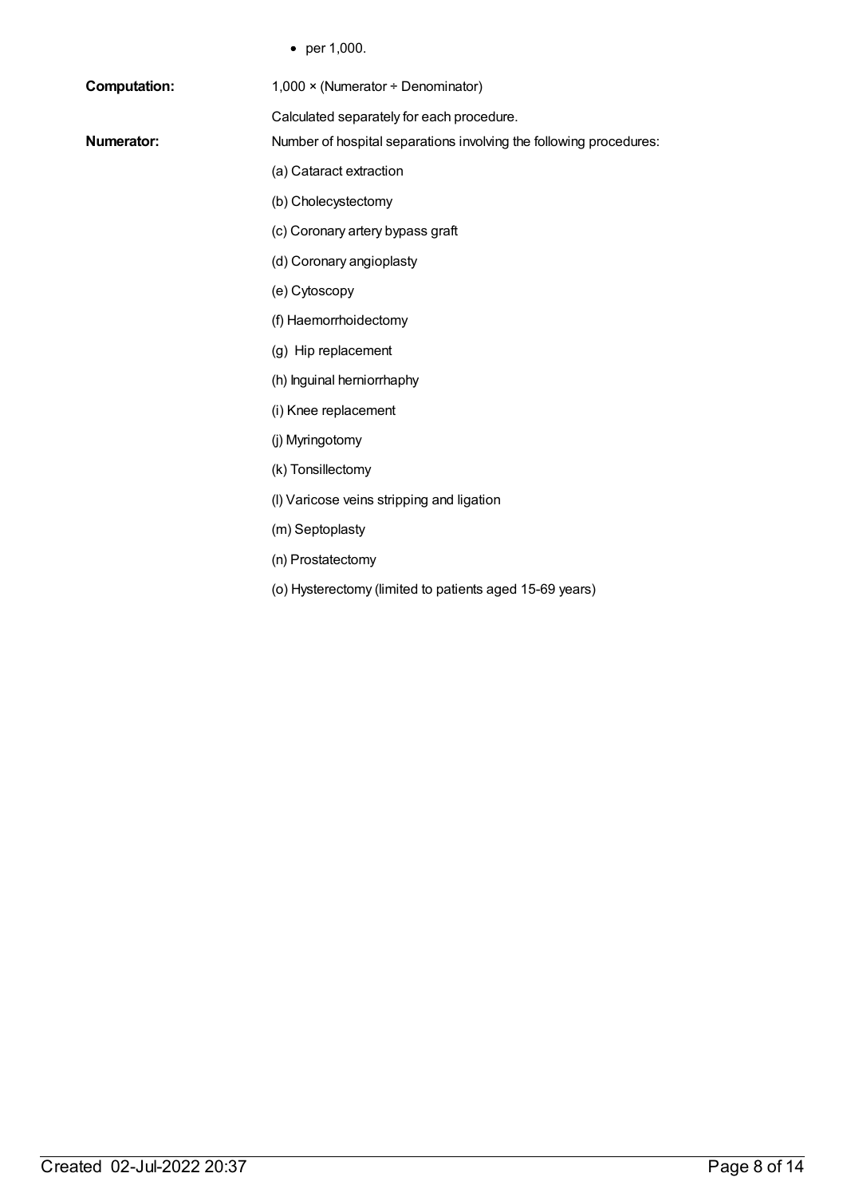- per 1,000.

**Computation:** 1,000 × (Numerator ÷ Denominator)

Calculated separately for each procedure.

**Numerator:** Number of hospital separations involving the following procedures:

(a) Cataract extraction

(b) Cholecystectomy

(c) Coronary artery bypass graft

(d) Coronary angioplasty

(e) Cytoscopy

(f) Haemorrhoidectomy

(g) Hip replacement

(h) Inguinal herniorrhaphy

(i) Knee replacement

(j) Myringotomy

(k) Tonsillectomy

(l) Varicose veins stripping and ligation

(m) Septoplasty

(n) Prostatectomy

(o) Hysterectomy (limited to patients aged 15-69 years)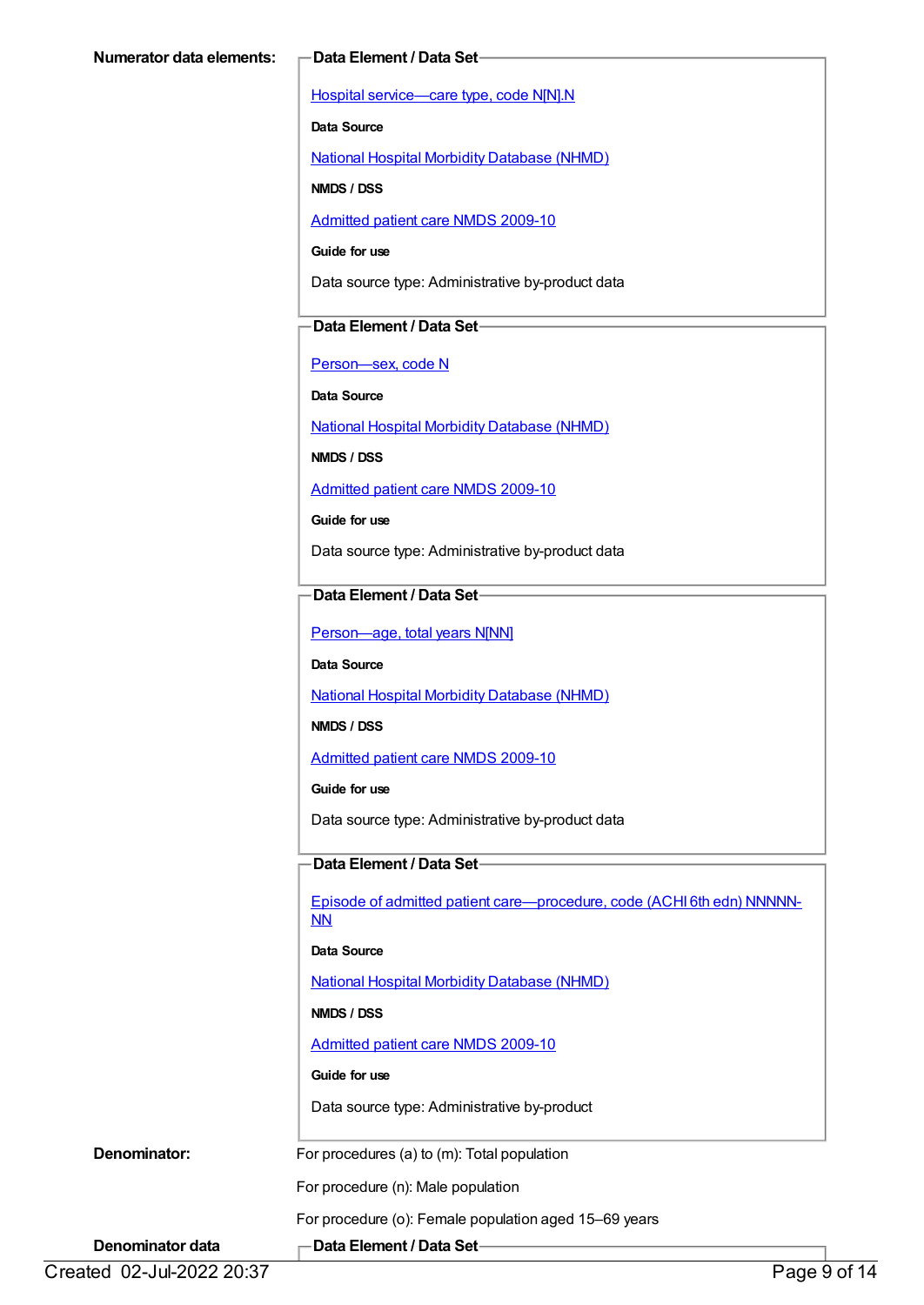**Numerator data elements:**

**Data Element / Data Set**

Hospital service—care type, code N[N].N

**Data Source**

National Hospital Morbidity Database (NHMD)

**NMDS / DSS**

Admitted patient care NMDS 2009-10

**Guide for use**

Data source type: Administrative by-product data

**Data Element / Data Set**

Person—sex, code N

**Data Source**

National Hospital Morbidity Database (NHMD)

**NMDS / DSS**

Admitted patient care NMDS 2009-10

**Guide for use**

Data source type: Administrative by-product data

**Data Element / Data Set**

Person—age, total years N[NN]

**Data Source**

National Hospital Morbidity Database (NHMD)

**NMDS / DSS**

Admitted patient care NMDS 2009-10

**Guide for use**

Data source type: Administrative by-product data

**Data Element / Data Set**

Episode of admitted patient care—procedure, code (ACHI 6th edn) NNNNN-NN

**Data Source**

National Hospital Morbidity Database (NHMD)

**NMDS / DSS**

Admitted patient care NMDS 2009-10

**Guide for use**

Data source type: Administrative by-product

**Denominator:**

For procedures (a) to (m): Total population

For procedure (n): Male population

For procedure (o): Female population aged 15–69 years

**Denominator data**

**Data Element / Data Set**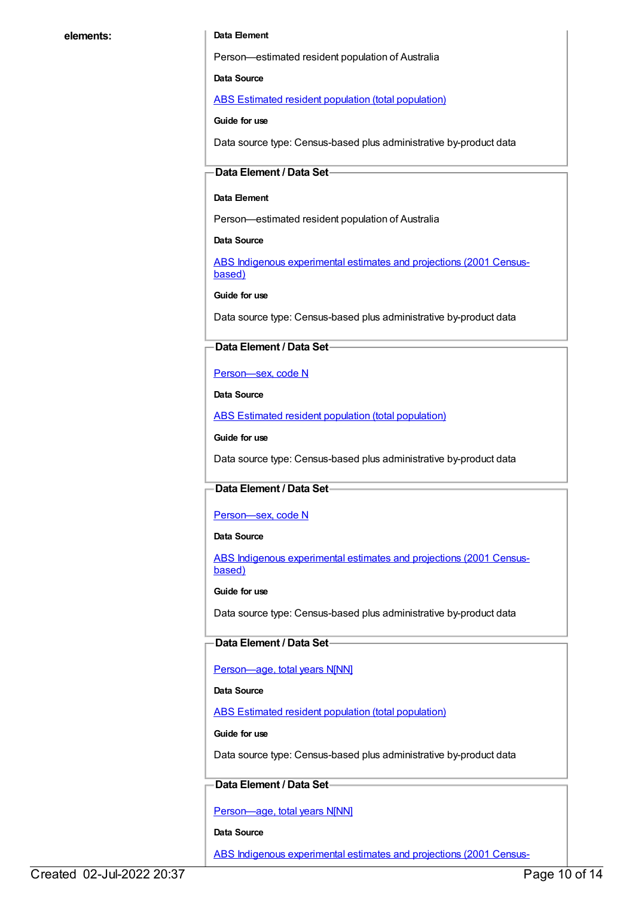**elements:**

**Data Element**

Person—estimated resident population of Australia

**Data Source**

ABS Estimated resident population (total population)

**Guide for use**

Data source type: Census-based plus administrative by-product data

**Data Element / Data Set**

**Data Element**

Person—estimated resident population of Australia

**Data Source**

ABS Indigenous experimental estimates and projections (2001 Census-based)

**Guide for use**

Data source type: Census-based plus administrative by-product data

**Data Element / Data Set**

Person—sex, code N

**Data Source**

ABS Estimated resident population (total population)

**Guide for use**

Data source type: Census-based plus administrative by-product data

**Data Element / Data Set**

Person—sex, code N

**Data Source**

ABS Indigenous experimental estimates and projections (2001 Census-based)

**Guide for use**

Data source type: Census-based plus administrative by-product data

**Data Element / Data Set**

Person—age, total years N[NN]

**Data Source**

ABS Estimated resident population (total population)

**Guide for use**

Data source type: Census-based plus administrative by-product data

**Data Element / Data Set**

Person—age, total years N[NN]

**Data Source**

ABS Indigenous experimental estimates and projections (2001 Census-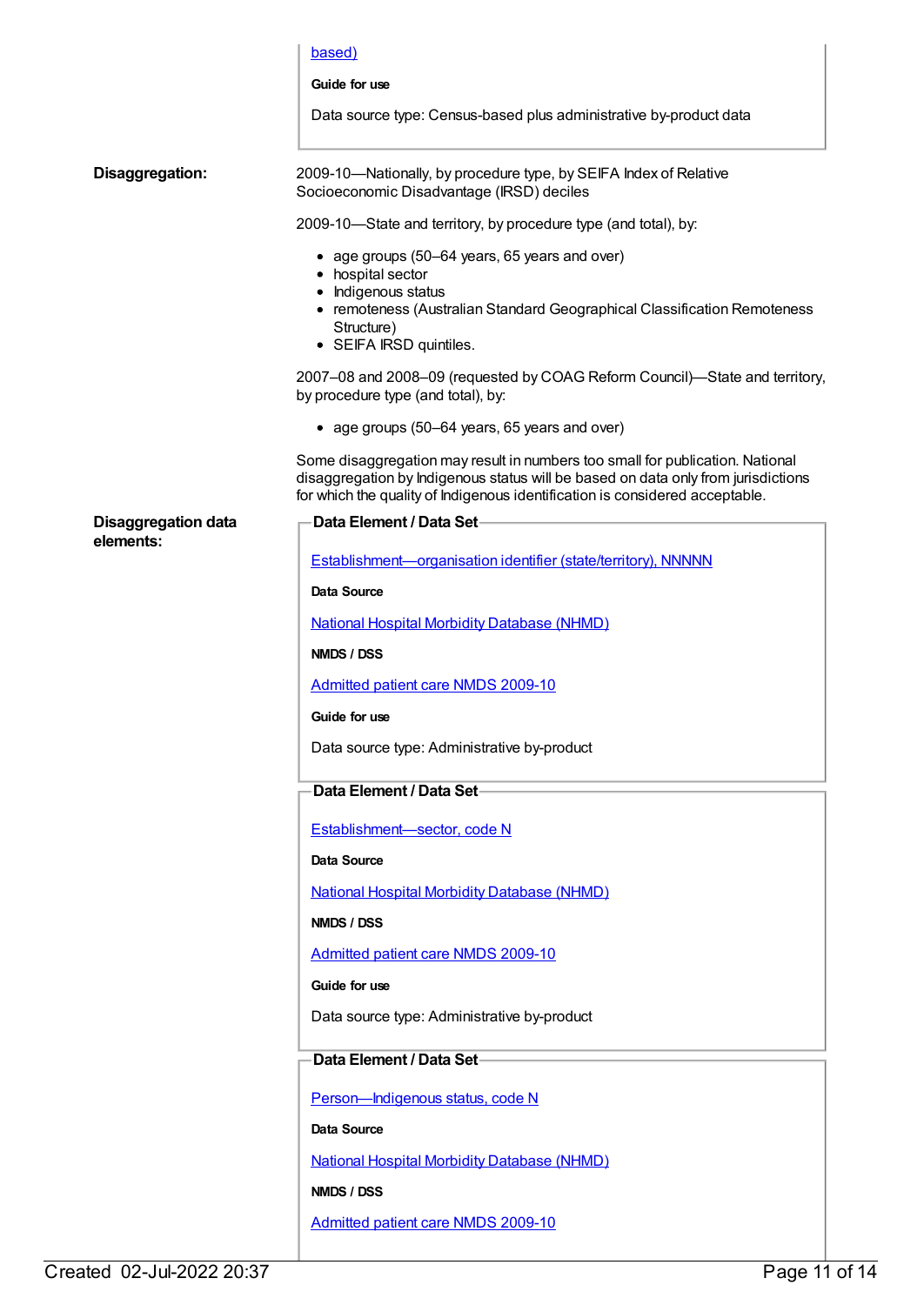based)

**Guide for use**

Data source type: Census-based plus administrative by-product data

**Disaggregation:**

2009-10—Nationally, by procedure type, by SEIFA Index of Relative Socioeconomic Disadvantage (IRSD) deciles

2009-10—State and territory, by procedure type (and total), by:

- age groups (50–64 years, 65 years and over)
- hospital sector
- Indigenous status
- remoteness (Australian Standard Geographical Classification Remoteness Structure)
- SEIFA IRSD quintiles.

2007–08 and 2008–09 (requested by COAG Reform Council)—State and territory, by procedure type (and total), by:

- age groups (50–64 years, 65 years and over)

Some disaggregation may result in numbers too small for publication. National disaggregation by Indigenous status will be based on data only from jurisdictions for which the quality of Indigenous identification is considered acceptable.

**Disaggregation data elements:**

**Data Element / Data Set**

Establishment—organisation identifier (state/territory), NNNNN

**Data Source**

National Hospital Morbidity Database (NHMD)

**NMDS / DSS**

Admitted patient care NMDS 2009-10

**Guide for use**

Data source type: Administrative by-product

**Data Element / Data Set**

Establishment—sector, code N

**Data Source**

National Hospital Morbidity Database (NHMD)

**NMDS / DSS**

Admitted patient care NMDS 2009-10

**Guide for use**

Data source type: Administrative by-product

**Data Element / Data Set**

Person—Indigenous status, code N

**Data Source**

National Hospital Morbidity Database (NHMD)

**NMDS / DSS**

Admitted patient care NMDS 2009-10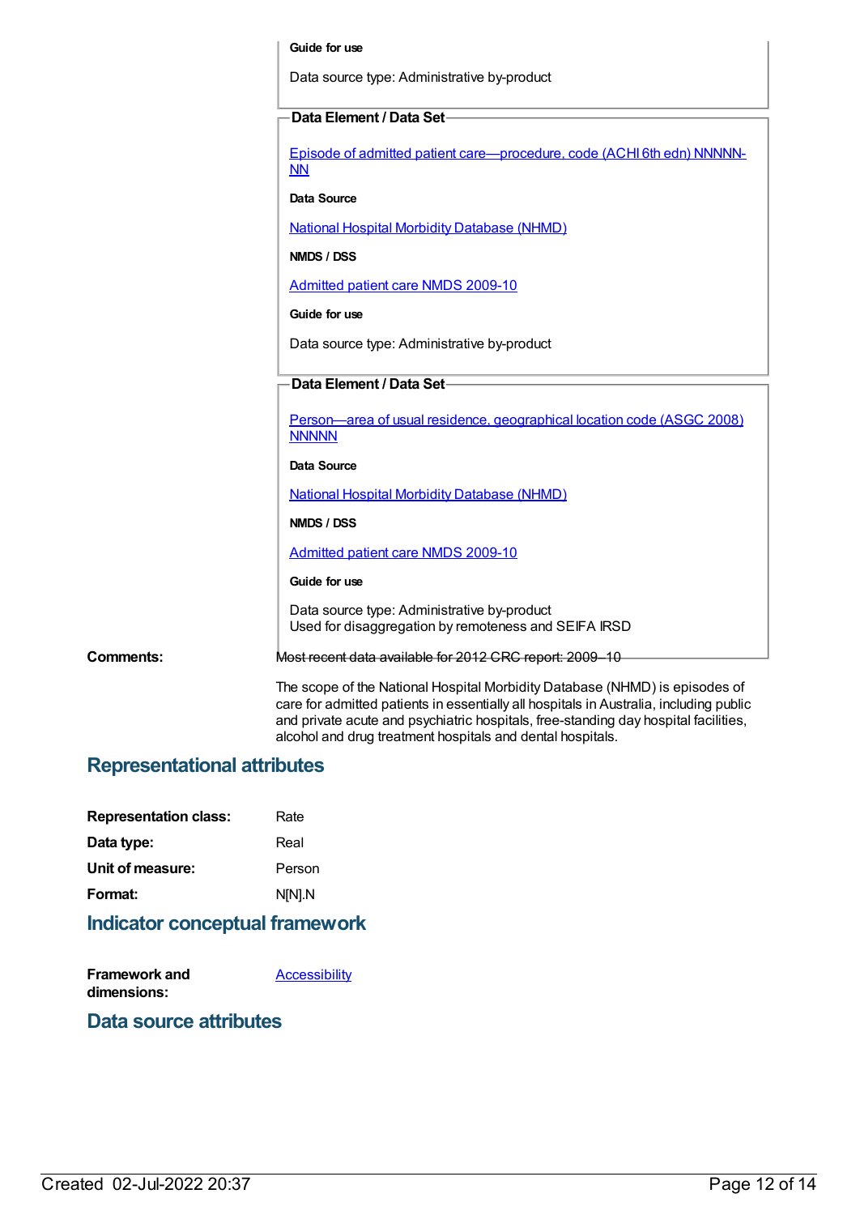**Guide for use**

Data source type: Administrative by-product

**Data Element / Data Set**

[Episode of admitted patient care—procedure, code (ACHI 6th edn) NNNNN-NN]

**Data Source**

[National Hospital Morbidity Database (NHMD)]

**NMDS / DSS**

[Admitted patient care NMDS 2009-10]

**Guide for use**

Data source type: Administrative by-product

**Data Element / Data Set**

[Person—area of usual residence, geographical location code (ASGC 2008) NNNNN]

**Data Source**

[National Hospital Morbidity Database (NHMD)]

**NMDS / DSS**

[Admitted patient care NMDS 2009-10]

**Guide for use**

Data source type: Administrative by-product
Used for disaggregation by remoteness and SEIFA IRSD

**Comments:** Most recent data available for 2012 CRC report: 2009–10

The scope of the National Hospital Morbidity Database (NHMD) is episodes of care for admitted patients in essentially all hospitals in Australia, including public and private acute and psychiatric hospitals, free-standing day hospital facilities, alcohol and drug treatment hospitals and dental hospitals.

## Representational attributes

| | |
|---|---|
| **Representation class:** | Rate |
| **Data type:** | Real |
| **Unit of measure:** | Person |
| **Format:** | N[N].N |

## Indicator conceptual framework

**Framework and dimensions:** [Accessibility]

## Data source attributes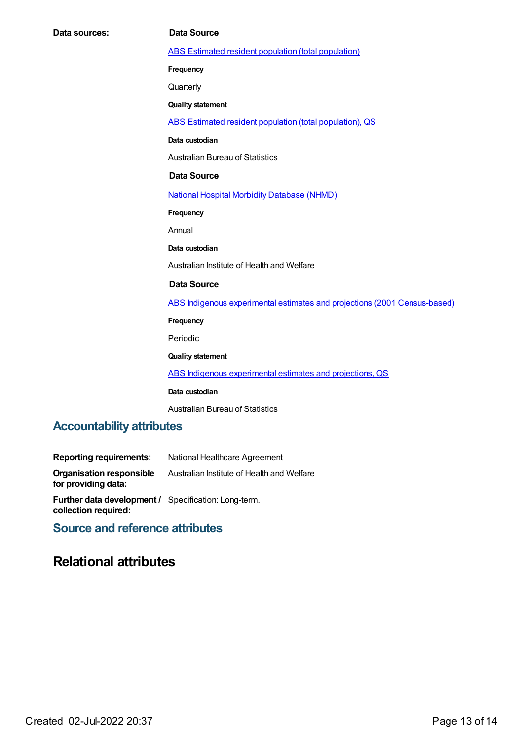**Data sources:**

**Data Source**

[ABS Estimated resident population (total population)]

**Frequency**

Quarterly

**Quality statement**

[ABS Estimated resident population (total population), QS]

**Data custodian**

Australian Bureau of Statistics

**Data Source**

[National Hospital Morbidity Database (NHMD)]

**Frequency**

Annual

**Data custodian**

Australian Institute of Health and Welfare

**Data Source**

[ABS Indigenous experimental estimates and projections (2001 Census-based)]

**Frequency**

Periodic

**Quality statement**

[ABS Indigenous experimental estimates and projections, QS]

**Data custodian**

Australian Bureau of Statistics

## Accountability attributes

**Reporting requirements:** National Healthcare Agreement

**Organisation responsible for providing data:** Australian Institute of Health and Welfare

**Further data development / collection required:** Specification: Long-term.

## Source and reference attributes

# Relational attributes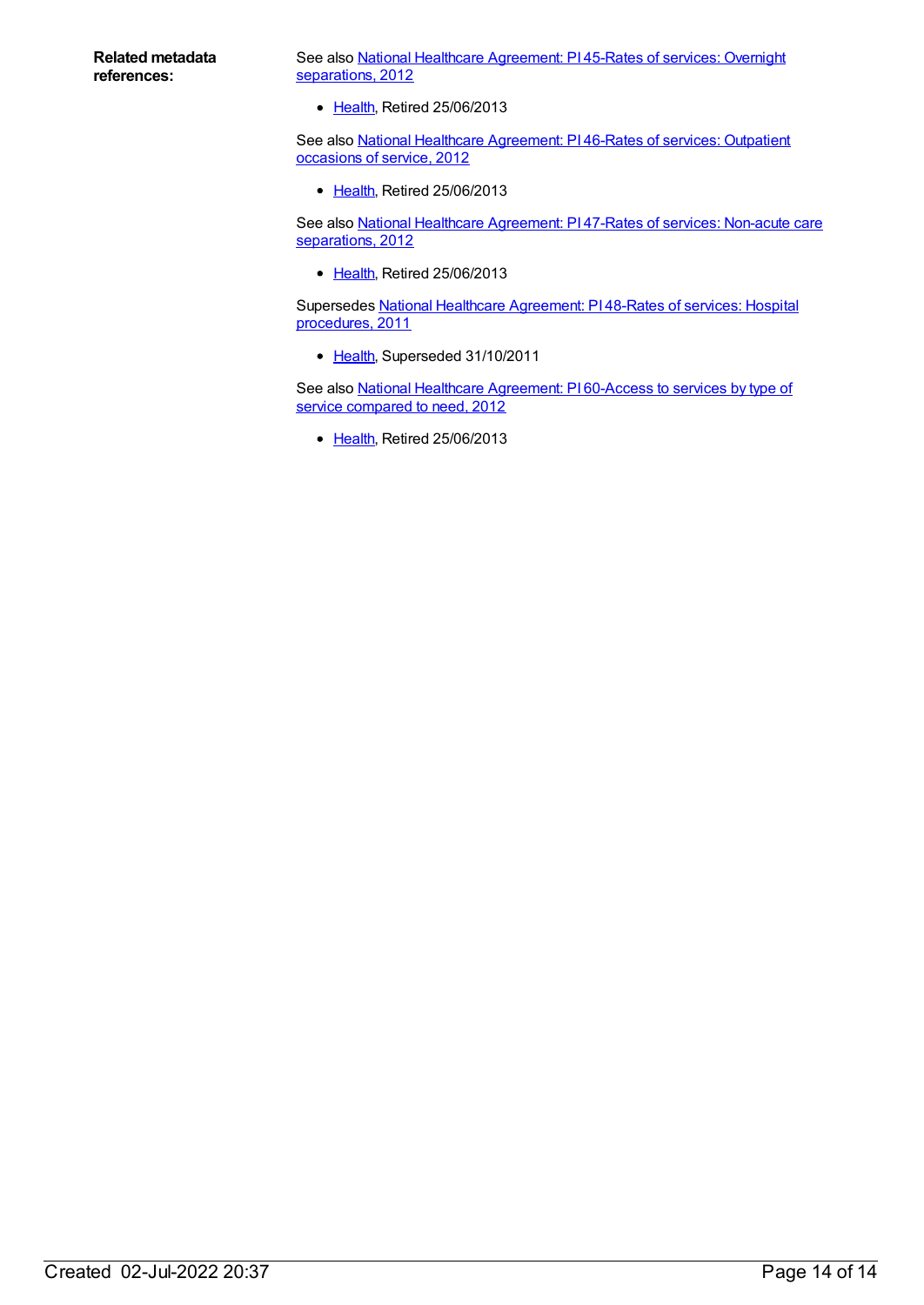**Related metadata references:**

See also National Healthcare Agreement: PI 45-Rates of services: Overnight separations, 2012

- Health, Retired 25/06/2013

See also National Healthcare Agreement: PI 46-Rates of services: Outpatient occasions of service, 2012

- Health, Retired 25/06/2013

See also National Healthcare Agreement: PI 47-Rates of services: Non-acute care separations, 2012

- Health, Retired 25/06/2013

Supersedes National Healthcare Agreement: PI 48-Rates of services: Hospital procedures, 2011

- Health, Superseded 31/10/2011

See also National Healthcare Agreement: PI 60-Access to services by type of service compared to need, 2012

- Health, Retired 25/06/2013